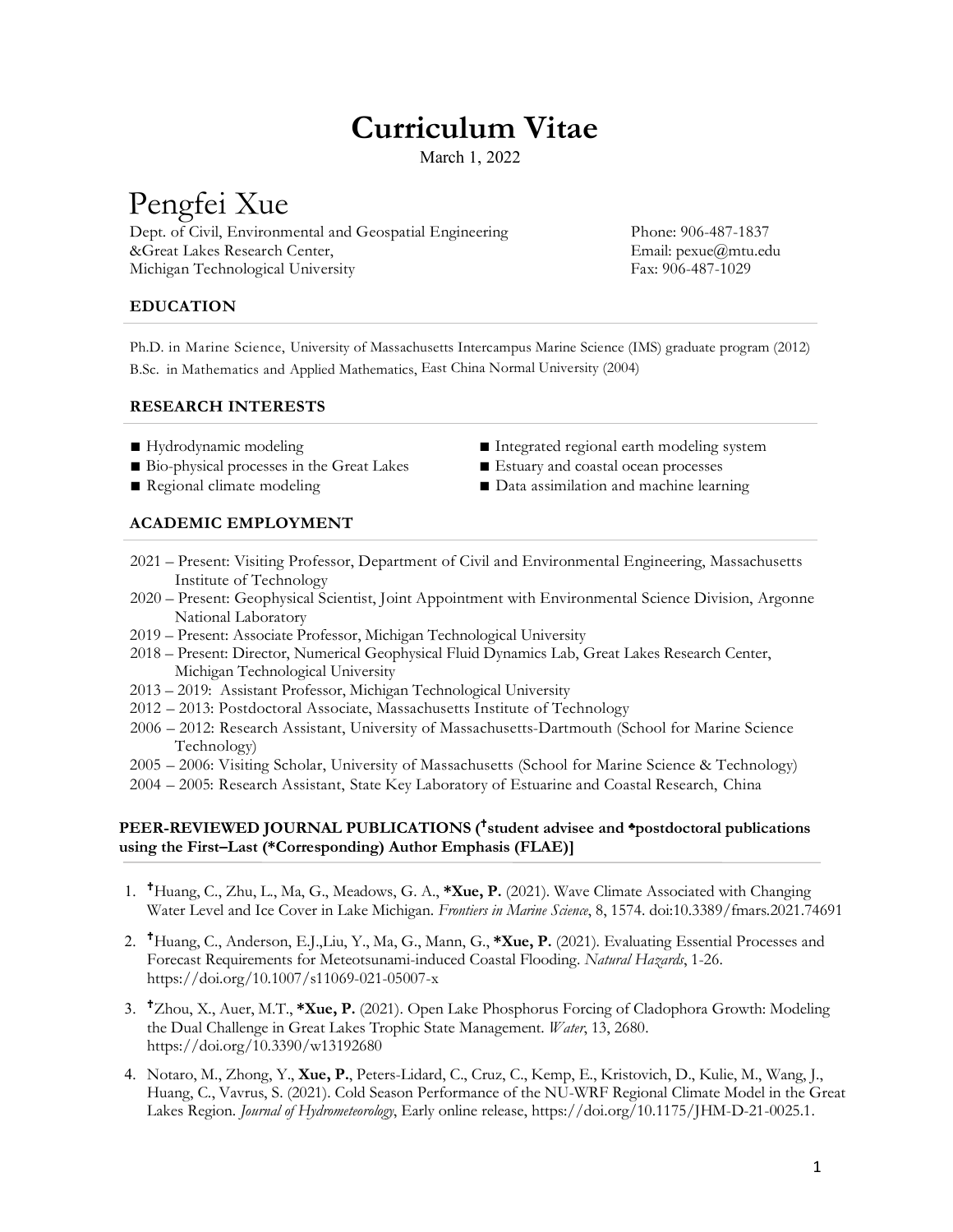# Curriculum Vitae

March 1, 2022

# Pengfei Xue

Dept. of Civil, Environmental and Geospatial Engineering
&Great Lakes Research Center,
Michigan Technological University

Phone: 906-487-1837
Email: pexue@mtu.edu
Fax: 906-487-1029

## EDUCATION

Ph.D. in Marine Science, University of Massachusetts Intercampus Marine Science (IMS) graduate program (2012)
B.Sc. in Mathematics and Applied Mathematics, East China Normal University (2004)

## RESEARCH INTERESTS

- Hydrodynamic modeling
- Bio-physical processes in the Great Lakes
- Regional climate modeling
- Integrated regional earth modeling system
- Estuary and coastal ocean processes
- Data assimilation and machine learning

## ACADEMIC EMPLOYMENT

2021 – Present: Visiting Professor, Department of Civil and Environmental Engineering, Massachusetts Institute of Technology
2020 – Present: Geophysical Scientist, Joint Appointment with Environmental Science Division, Argonne National Laboratory
2019 – Present: Associate Professor, Michigan Technological University
2018 – Present: Director, Numerical Geophysical Fluid Dynamics Lab, Great Lakes Research Center, Michigan Technological University
2013 – 2019: Assistant Professor, Michigan Technological University
2012 – 2013: Postdoctoral Associate, Massachusetts Institute of Technology
2006 – 2012: Research Assistant, University of Massachusetts-Dartmouth (School for Marine Science Technology)
2005 – 2006: Visiting Scholar, University of Massachusetts (School for Marine Science & Technology)
2004 – 2005: Research Assistant, State Key Laboratory of Estuarine and Coastal Research, China

## PEER-REVIEWED JOURNAL PUBLICATIONS (†student advisee and ♣postdoctoral publications using the First–Last (*Corresponding) Author Emphasis (FLAE)]

1. †Huang, C., Zhu, L., Ma, G., Meadows, G. A., **\*Xue, P.** (2021). Wave Climate Associated with Changing Water Level and Ice Cover in Lake Michigan. *Frontiers in Marine Science*, 8, 1574. doi:10.3389/fmars.2021.74691

2. †Huang, C., Anderson, E.J.,Liu, Y., Ma, G., Mann, G., **\*Xue, P.** (2021). Evaluating Essential Processes and Forecast Requirements for Meteotsunami-induced Coastal Flooding. *Natural Hazards*, 1-26. https://doi.org/10.1007/s11069-021-05007-x

3. †Zhou, X., Auer, M.T., **\*Xue, P.** (2021). Open Lake Phosphorus Forcing of Cladophora Growth: Modeling the Dual Challenge in Great Lakes Trophic State Management. *Water*, 13, 2680. https://doi.org/10.3390/w13192680

4. Notaro, M., Zhong, Y., **Xue, P.**, Peters-Lidard, C., Cruz, C., Kemp, E., Kristovich, D., Kulie, M., Wang, J., Huang, C., Vavrus, S. (2021). Cold Season Performance of the NU-WRF Regional Climate Model in the Great Lakes Region. *Journal of Hydrometeorology*, Early online release, https://doi.org/10.1175/JHM-D-21-0025.1.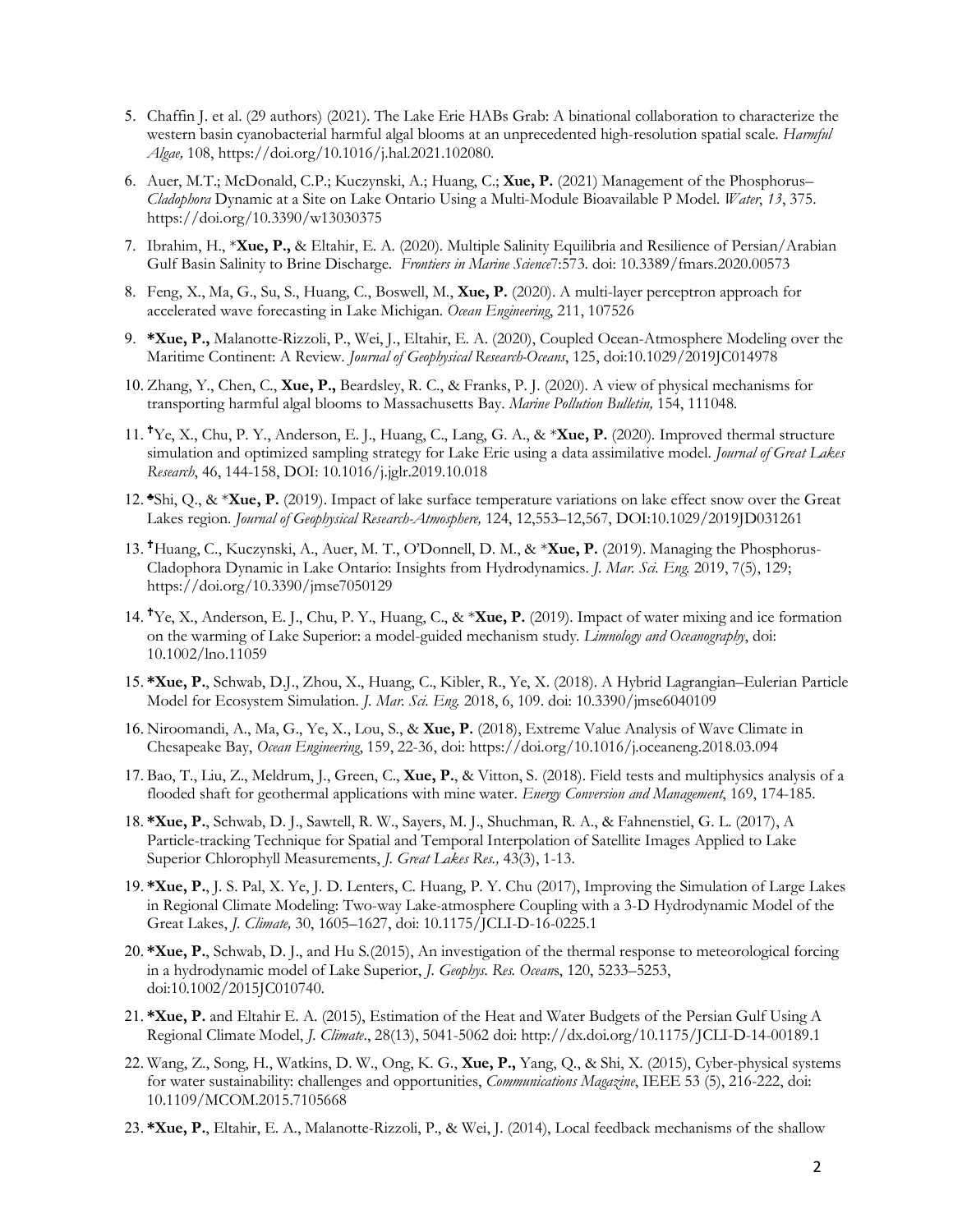5. Chaffin J. et al. (29 authors) (2021). The Lake Erie HABs Grab: A binational collaboration to characterize the western basin cyanobacterial harmful algal blooms at an unprecedented high-resolution spatial scale. *Harmful Algae,* 108, https://doi.org/10.1016/j.hal.2021.102080.

6. Auer, M.T.; McDonald, C.P.; Kuczynski, A.; Huang, C.; **Xue, P.** (2021) Management of the Phosphorus–*Cladophora* Dynamic at a Site on Lake Ontario Using a Multi-Module Bioavailable P Model. *Water*, *13*, 375. https://doi.org/10.3390/w13030375

7. Ibrahim, H., ***Xue, P.,** & Eltahir, E. A. (2020). Multiple Salinity Equilibria and Resilience of Persian/Arabian Gulf Basin Salinity to Brine Discharge. *Frontiers in Marine Science*7:573. doi: 10.3389/fmars.2020.00573

8. Feng, X., Ma, G., Su, S., Huang, C., Boswell, M., **Xue, P.** (2020). A multi-layer perceptron approach for accelerated wave forecasting in Lake Michigan. *Ocean Engineering*, 211, 107526

9. ***Xue, P.,** Malanotte-Rizzoli, P., Wei, J., Eltahir, E. A. (2020), Coupled Ocean-Atmosphere Modeling over the Maritime Continent: A Review. *Journal of Geophysical Research-Oceans*, 125, doi:10.1029/2019JC014978

10. Zhang, Y., Chen, C., **Xue, P.,** Beardsley, R. C., & Franks, P. J. (2020). A view of physical mechanisms for transporting harmful algal blooms to Massachusetts Bay. *Marine Pollution Bulletin,* 154, 111048.

11. †Ye, X., Chu, P. Y., Anderson, E. J., Huang, C., Lang, G. A., & ***Xue, P.** (2020). Improved thermal structure simulation and optimized sampling strategy for Lake Erie using a data assimilative model. *Journal of Great Lakes Research*, 46, 144-158, DOI: 10.1016/j.jglr.2019.10.018

12. ♣Shi, Q., & ***Xue, P.** (2019). Impact of lake surface temperature variations on lake effect snow over the Great Lakes region. *Journal of Geophysical Research-Atmosphere,* 124, 12,553–12,567, DOI:10.1029/2019JD031261

13. †Huang, C., Kuczynski, A., Auer, M. T., O'Donnell, D. M., & ***Xue, P.** (2019). Managing the Phosphorus-Cladophora Dynamic in Lake Ontario: Insights from Hydrodynamics. *J. Mar. Sci. Eng.* 2019, 7(5), 129; https://doi.org/10.3390/jmse7050129

14. †Ye, X., Anderson, E. J., Chu, P. Y., Huang, C., & ***Xue, P.** (2019). Impact of water mixing and ice formation on the warming of Lake Superior: a model-guided mechanism study. *Limnology and Oceanography*, doi: 10.1002/lno.11059

15. ***Xue, P.**, Schwab, D.J., Zhou, X., Huang, C., Kibler, R., Ye, X. (2018). A Hybrid Lagrangian–Eulerian Particle Model for Ecosystem Simulation. *J. Mar. Sci. Eng.* 2018, 6, 109. doi: 10.3390/jmse6040109

16. Niroomandi, A., Ma, G., Ye, X., Lou, S., & **Xue, P.** (2018), Extreme Value Analysis of Wave Climate in Chesapeake Bay, *Ocean Engineering*, 159, 22-36, doi: https://doi.org/10.1016/j.oceaneng.2018.03.094

17. Bao, T., Liu, Z., Meldrum, J., Green, C., **Xue, P.**, & Vitton, S. (2018). Field tests and multiphysics analysis of a flooded shaft for geothermal applications with mine water. *Energy Conversion and Management*, 169, 174-185.

18. ***Xue, P.**, Schwab, D. J., Sawtell, R. W., Sayers, M. J., Shuchman, R. A., & Fahnenstiel, G. L. (2017), A Particle-tracking Technique for Spatial and Temporal Interpolation of Satellite Images Applied to Lake Superior Chlorophyll Measurements, *J. Great Lakes Res.,* 43(3), 1-13.

19. ***Xue, P.**, J. S. Pal, X. Ye, J. D. Lenters, C. Huang, P. Y. Chu (2017), Improving the Simulation of Large Lakes in Regional Climate Modeling: Two-way Lake-atmosphere Coupling with a 3-D Hydrodynamic Model of the Great Lakes, *J. Climate,* 30, 1605–1627, doi: 10.1175/JCLI-D-16-0225.1

20. ***Xue, P.**, Schwab, D. J., and Hu S.(2015), An investigation of the thermal response to meteorological forcing in a hydrodynamic model of Lake Superior, *J. Geophys. Res. Oceans*, 120, 5233–5253, doi:10.1002/2015JC010740.

21. ***Xue, P.** and Eltahir E. A. (2015), Estimation of the Heat and Water Budgets of the Persian Gulf Using A Regional Climate Model, *J. Climate.*, 28(13), 5041-5062 doi: http://dx.doi.org/10.1175/JCLI-D-14-00189.1

22. Wang, Z., Song, H., Watkins, D. W., Ong, K. G., **Xue, P.,** Yang, Q., & Shi, X. (2015), Cyber-physical systems for water sustainability: challenges and opportunities, *Communications Magazine*, IEEE 53 (5), 216-222, doi: 10.1109/MCOM.2015.7105668

23. ***Xue, P.**, Eltahir, E. A., Malanotte-Rizzoli, P., & Wei, J. (2014), Local feedback mechanisms of the shallow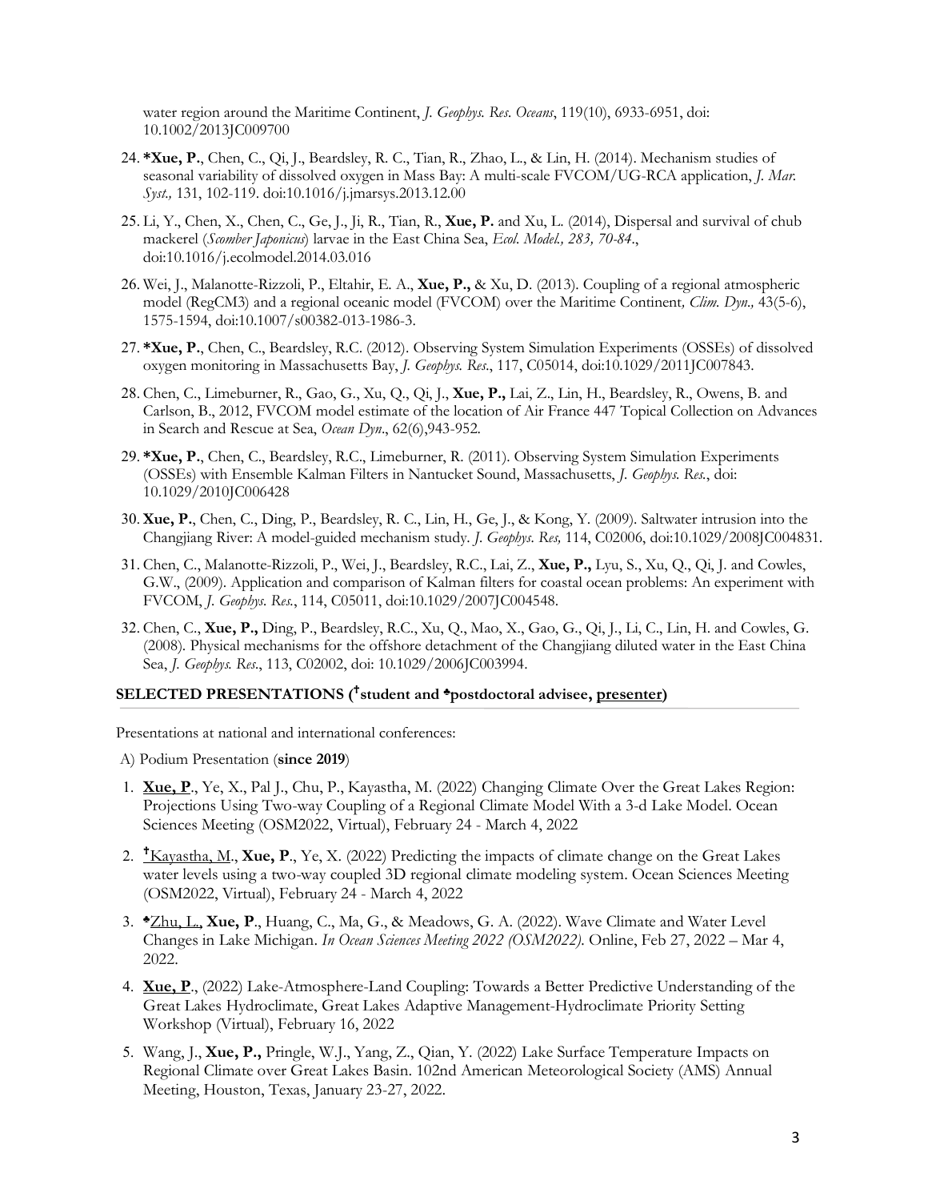water region around the Maritime Continent, *J. Geophys. Res. Oceans*, 119(10), 6933-6951, doi: 10.1002/2013JC009700

24. ***Xue, P.**, Chen, C., Qi, J., Beardsley, R. C., Tian, R., Zhao, L., & Lin, H. (2014). Mechanism studies of seasonal variability of dissolved oxygen in Mass Bay: A multi-scale FVCOM/UG-RCA application, *J. Mar. Syst.,* 131, 102-119. doi:10.1016/j.jmarsys.2013.12.00
25. Li, Y., Chen, X., Chen, C., Ge, J., Ji, R., Tian, R., **Xue, P.** and Xu, L. (2014), Dispersal and survival of chub mackerel (*Scomber Japonicus*) larvae in the East China Sea, *Ecol. Model., 283, 70-84*., doi:10.1016/j.ecolmodel.2014.03.016
26. Wei, J., Malanotte-Rizzoli, P., Eltahir, E. A., **Xue, P.,** & Xu, D. (2013). Coupling of a regional atmospheric model (RegCM3) and a regional oceanic model (FVCOM) over the Maritime Continent*, Clim. Dyn.,* 43(5-6), 1575-1594, doi:10.1007/s00382-013-1986-3.
27. ***Xue, P.**, Chen, C., Beardsley, R.C. (2012). Observing System Simulation Experiments (OSSEs) of dissolved oxygen monitoring in Massachusetts Bay, *J. Geophys. Res.*, 117, C05014, doi:10.1029/2011JC007843.
28. Chen, C., Limeburner, R., Gao, G., Xu, Q., Qi, J., **Xue, P.,** Lai, Z., Lin, H., Beardsley, R., Owens, B. and Carlson, B., 2012, FVCOM model estimate of the location of Air France 447 Topical Collection on Advances in Search and Rescue at Sea, *Ocean Dyn*., 62(6),943-952.
29. ***Xue, P.**, Chen, C., Beardsley, R.C., Limeburner, R. (2011). Observing System Simulation Experiments (OSSEs) with Ensemble Kalman Filters in Nantucket Sound, Massachusetts, *J. Geophys. Res.*, doi: 10.1029/2010JC006428
30. **Xue, P.**, Chen, C., Ding, P., Beardsley, R. C., Lin, H., Ge, J., & Kong, Y. (2009). Saltwater intrusion into the Changjiang River: A model-guided mechanism study. *J. Geophys. Res,* 114, C02006, doi:10.1029/2008JC004831.
31. Chen, C., Malanotte-Rizzoli, P., Wei, J., Beardsley, R.C., Lai, Z., **Xue, P.,** Lyu, S., Xu, Q., Qi, J. and Cowles, G.W., (2009). Application and comparison of Kalman filters for coastal ocean problems: An experiment with FVCOM, *J. Geophys. Res.*, 114, C05011, doi:10.1029/2007JC004548.
32. Chen, C., **Xue, P.,** Ding, P., Beardsley, R.C., Xu, Q., Mao, X., Gao, G., Qi, J., Li, C., Lin, H. and Cowles, G. (2008). Physical mechanisms for the offshore detachment of the Changjiang diluted water in the East China Sea, *J. Geophys. Res*., 113, C02002, doi: 10.1029/2006JC003994.

## SELECTED PRESENTATIONS (†student and ♣postdoctoral advisee, <u>presenter</u>)

Presentations at national and international conferences:

A) Podium Presentation (**since 2019**)

1. **<u>Xue, P</u>**., Ye, X., Pal J., Chu, P., Kayastha, M. (2022) Changing Climate Over the Great Lakes Region: Projections Using Two-way Coupling of a Regional Climate Model With a 3-d Lake Model. Ocean Sciences Meeting (OSM2022, Virtual), February 24 - March 4, 2022
2. †<u>Kayastha, M.</u>, **Xue, P**., Ye, X. (2022) Predicting the impacts of climate change on the Great Lakes water levels using a two-way coupled 3D regional climate modeling system. Ocean Sciences Meeting (OSM2022, Virtual), February 24 - March 4, 2022
3. ♣<u>Zhu, L.</u>, **Xue, P**., Huang, C., Ma, G., & Meadows, G. A. (2022). Wave Climate and Water Level Changes in Lake Michigan. *In Ocean Sciences Meeting 2022 (OSM2022).* Online, Feb 27, 2022 – Mar 4, 2022.
4. **<u>Xue, P</u>**., (2022) Lake-Atmosphere-Land Coupling: Towards a Better Predictive Understanding of the Great Lakes Hydroclimate, Great Lakes Adaptive Management-Hydroclimate Priority Setting Workshop (Virtual), February 16, 2022
5. Wang, J., **Xue, P.,** Pringle, W.J., Yang, Z., Qian, Y. (2022) Lake Surface Temperature Impacts on Regional Climate over Great Lakes Basin. 102nd American Meteorological Society (AMS) Annual Meeting, Houston, Texas, January 23-27, 2022.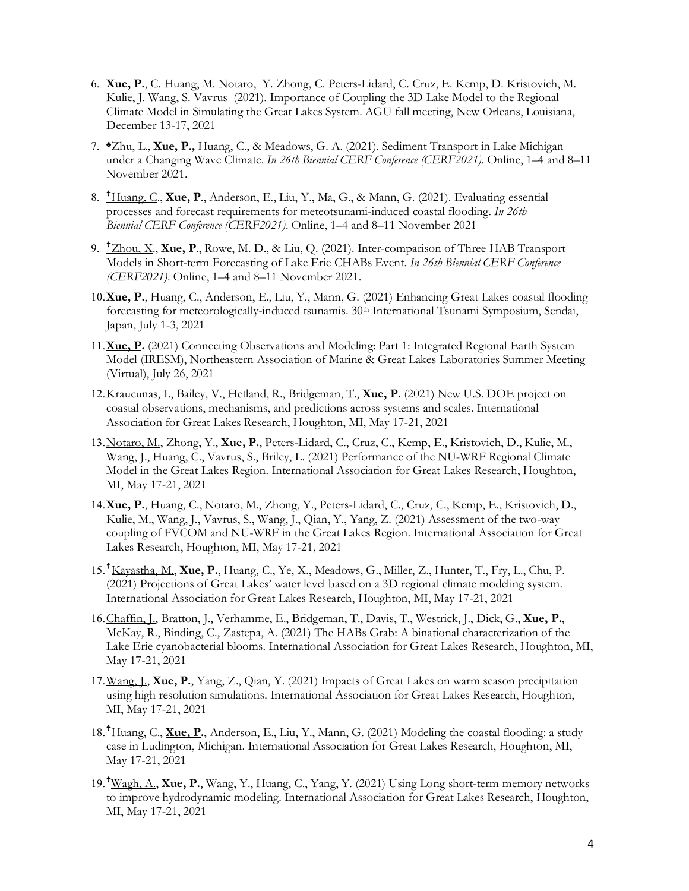6. **Xue, P.**, C. Huang, M. Notaro, Y. Zhong, C. Peters-Lidard, C. Cruz, E. Kemp, D. Kristovich, M. Kulie, J. Wang, S. Vavrus (2021). Importance of Coupling the 3D Lake Model to the Regional Climate Model in Simulating the Great Lakes System. AGU fall meeting, New Orleans, Louisiana, December 13-17, 2021

7. ♣Zhu, L., **Xue, P.,** Huang, C., & Meadows, G. A. (2021). Sediment Transport in Lake Michigan under a Changing Wave Climate. *In 26th Biennial CERF Conference (CERF2021)*. Online, 1–4 and 8–11 November 2021.

8. †Huang, C., **Xue, P**., Anderson, E., Liu, Y., Ma, G., & Mann, G. (2021). Evaluating essential processes and forecast requirements for meteotsunami-induced coastal flooding. *In 26th Biennial CERF Conference (CERF2021)*. Online, 1–4 and 8–11 November 2021

9. †Zhou, X., **Xue, P**., Rowe, M. D., & Liu, Q. (2021). Inter-comparison of Three HAB Transport Models in Short-term Forecasting of Lake Erie CHABs Event. *In 26th Biennial CERF Conference (CERF2021)*. Online, 1–4 and 8–11 November 2021.

10. **Xue, P.**, Huang, C., Anderson, E., Liu, Y., Mann, G. (2021) Enhancing Great Lakes coastal flooding forecasting for meteorologically-induced tsunamis. 30th International Tsunami Symposium, Sendai, Japan, July 1-3, 2021

11. **Xue, P.** (2021) Connecting Observations and Modeling: Part 1: Integrated Regional Earth System Model (IRESM), Northeastern Association of Marine & Great Lakes Laboratories Summer Meeting (Virtual), July 26, 2021

12. Kraucunas, I., Bailey, V., Hetland, R., Bridgeman, T., **Xue, P.** (2021) New U.S. DOE project on coastal observations, mechanisms, and predictions across systems and scales. International Association for Great Lakes Research, Houghton, MI, May 17-21, 2021

13. Notaro, M., Zhong, Y., **Xue, P.**, Peters-Lidard, C., Cruz, C., Kemp, E., Kristovich, D., Kulie, M., Wang, J., Huang, C., Vavrus, S., Briley, L. (2021) Performance of the NU-WRF Regional Climate Model in the Great Lakes Region. International Association for Great Lakes Research, Houghton, MI, May 17-21, 2021

14. **Xue, P.**, Huang, C., Notaro, M., Zhong, Y., Peters-Lidard, C., Cruz, C., Kemp, E., Kristovich, D., Kulie, M., Wang, J., Vavrus, S., Wang, J., Qian, Y., Yang, Z. (2021) Assessment of the two-way coupling of FVCOM and NU-WRF in the Great Lakes Region. International Association for Great Lakes Research, Houghton, MI, May 17-21, 2021

15. †Kayastha, M., **Xue, P**., Huang, C., Ye, X., Meadows, G., Miller, Z., Hunter, T., Fry, L., Chu, P. (2021) Projections of Great Lakes' water level based on a 3D regional climate modeling system. International Association for Great Lakes Research, Houghton, MI, May 17-21, 2021

16. Chaffin, J., Bratton, J., Verhamme, E., Bridgeman, T., Davis, T., Westrick, J., Dick, G., **Xue, P.**, McKay, R., Binding, C., Zastepa, A. (2021) The HABs Grab: A binational characterization of the Lake Erie cyanobacterial blooms. International Association for Great Lakes Research, Houghton, MI, May 17-21, 2021

17. Wang, J., **Xue, P.**, Yang, Z., Qian, Y. (2021) Impacts of Great Lakes on warm season precipitation using high resolution simulations. International Association for Great Lakes Research, Houghton, MI, May 17-21, 2021

18. †Huang, C., **Xue, P.**, Anderson, E., Liu, Y., Mann, G. (2021) Modeling the coastal flooding: a study case in Ludington, Michigan. International Association for Great Lakes Research, Houghton, MI, May 17-21, 2021

19. †Wagh, A., **Xue, P.**, Wang, Y., Huang, C., Yang, Y. (2021) Using Long short-term memory networks to improve hydrodynamic modeling. International Association for Great Lakes Research, Houghton, MI, May 17-21, 2021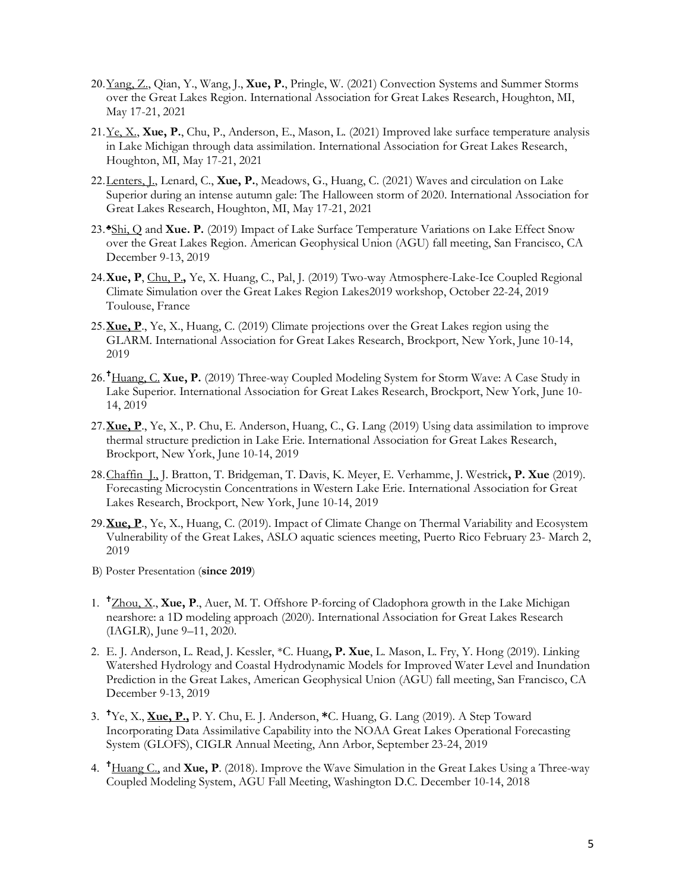20. Yang, Z., Qian, Y., Wang, J., **Xue, P.**, Pringle, W. (2021) Convection Systems and Summer Storms over the Great Lakes Region. International Association for Great Lakes Research, Houghton, MI, May 17-21, 2021

21. Ye, X., **Xue, P.**, Chu, P., Anderson, E., Mason, L. (2021) Improved lake surface temperature analysis in Lake Michigan through data assimilation. International Association for Great Lakes Research, Houghton, MI, May 17-21, 2021

22. Lenters, J., Lenard, C., **Xue, P.**, Meadows, G., Huang, C. (2021) Waves and circulation on Lake Superior during an intense autumn gale: The Halloween storm of 2020. International Association for Great Lakes Research, Houghton, MI, May 17-21, 2021

23. ♣Shi, Q and **Xue. P.** (2019) Impact of Lake Surface Temperature Variations on Lake Effect Snow over the Great Lakes Region. American Geophysical Union (AGU) fall meeting, San Francisco, CA December 9-13, 2019

24. **Xue, P**, Chu, P., Ye, X. Huang, C., Pal, J. (2019) Two-way Atmosphere-Lake-Ice Coupled Regional Climate Simulation over the Great Lakes Region Lakes2019 workshop, October 22-24, 2019 Toulouse, France

25. **Xue, P**., Ye, X., Huang, C. (2019) Climate projections over the Great Lakes region using the GLARM. International Association for Great Lakes Research, Brockport, New York, June 10-14, 2019

26. †Huang, C. **Xue, P.** (2019) Three-way Coupled Modeling System for Storm Wave: A Case Study in Lake Superior. International Association for Great Lakes Research, Brockport, New York, June 10-14, 2019

27. **Xue, P**., Ye, X., P. Chu, E. Anderson, Huang, C., G. Lang (2019) Using data assimilation to improve thermal structure prediction in Lake Erie. International Association for Great Lakes Research, Brockport, New York, June 10-14, 2019

28. Chaffin J., J. Bratton, T. Bridgeman, T. Davis, K. Meyer, E. Verhamme, J. Westrick**, P. Xue** (2019). Forecasting Microcystin Concentrations in Western Lake Erie. International Association for Great Lakes Research, Brockport, New York, June 10-14, 2019

29. **Xue, P**., Ye, X., Huang, C. (2019). Impact of Climate Change on Thermal Variability and Ecosystem Vulnerability of the Great Lakes, ASLO aquatic sciences meeting, Puerto Rico February 23- March 2, 2019

B) Poster Presentation (**since 2019**)

1. †Zhou, X., **Xue, P**., Auer, M. T. Offshore P-forcing of Cladophora growth in the Lake Michigan nearshore: a 1D modeling approach (2020). International Association for Great Lakes Research (IAGLR), June 9–11, 2020.

2. E. J. Anderson, L. Read, J. Kessler, *C. Huang**, P. Xue**, L. Mason, L. Fry, Y. Hong (2019). Linking Watershed Hydrology and Coastal Hydrodynamic Models for Improved Water Level and Inundation Prediction in the Great Lakes, American Geophysical Union (AGU) fall meeting, San Francisco, CA December 9-13, 2019

3. †Ye, X., **Xue, P.,** P. Y. Chu, E. J. Anderson, ***C. Huang, G. Lang (2019). A Step Toward Incorporating Data Assimilative Capability into the NOAA Great Lakes Operational Forecasting System (GLOFS), CIGLR Annual Meeting, Ann Arbor, September 23-24, 2019

4. †Huang C., and **Xue, P**. (2018). Improve the Wave Simulation in the Great Lakes Using a Three-way Coupled Modeling System, AGU Fall Meeting, Washington D.C. December 10-14, 2018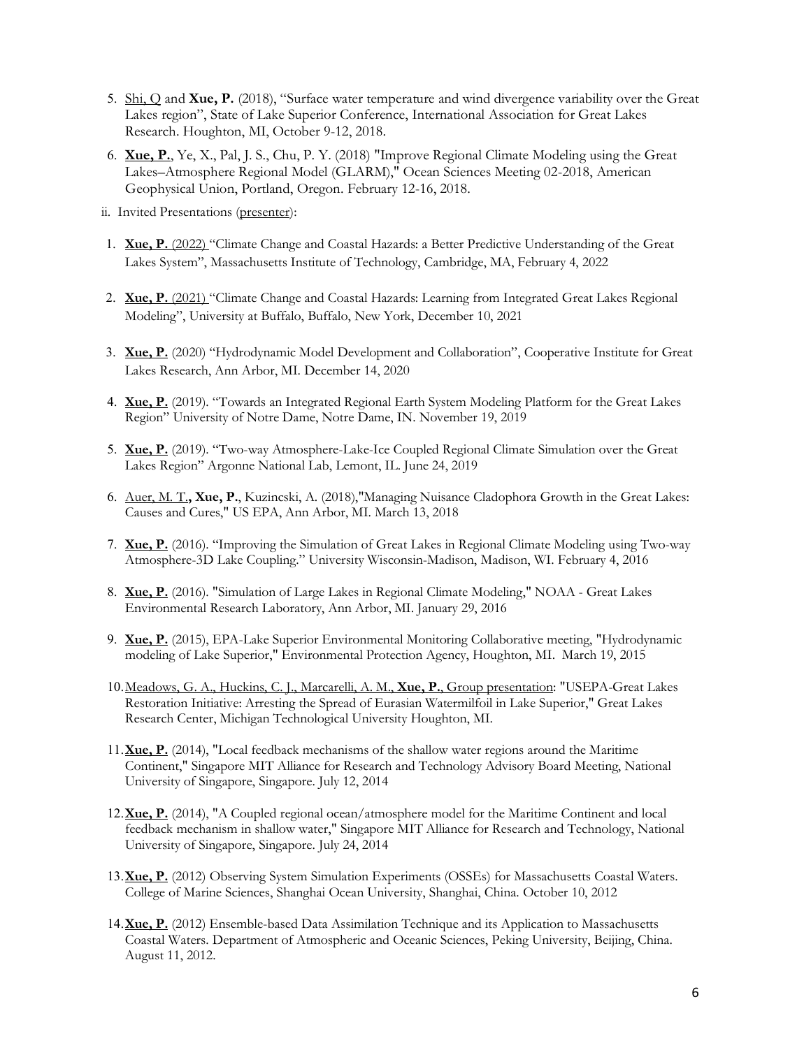5. Shi, Q and **Xue, P.** (2018), "Surface water temperature and wind divergence variability over the Great Lakes region", State of Lake Superior Conference, International Association for Great Lakes Research. Houghton, MI, October 9-12, 2018.

6. **Xue, P.**, Ye, X., Pal, J. S., Chu, P. Y. (2018) "Improve Regional Climate Modeling using the Great Lakes–Atmosphere Regional Model (GLARM)," Ocean Sciences Meeting 02-2018, American Geophysical Union, Portland, Oregon. February 12-16, 2018.

ii. Invited Presentations (presenter):

1. **Xue, P.** (2022) "Climate Change and Coastal Hazards: a Better Predictive Understanding of the Great Lakes System", Massachusetts Institute of Technology, Cambridge, MA, February 4, 2022

2. **Xue, P.** (2021) "Climate Change and Coastal Hazards: Learning from Integrated Great Lakes Regional Modeling", University at Buffalo, Buffalo, New York, December 10, 2021

3. **Xue, P.** (2020) "Hydrodynamic Model Development and Collaboration", Cooperative Institute for Great Lakes Research, Ann Arbor, MI. December 14, 2020

4. **Xue, P.** (2019). "Towards an Integrated Regional Earth System Modeling Platform for the Great Lakes Region" University of Notre Dame, Notre Dame, IN. November 19, 2019

5. **Xue, P.** (2019). "Two-way Atmosphere-Lake-Ice Coupled Regional Climate Simulation over the Great Lakes Region" Argonne National Lab, Lemont, IL. June 24, 2019

6. Auer, M. T., **Xue, P.**, Kuzincski, A. (2018),"Managing Nuisance Cladophora Growth in the Great Lakes: Causes and Cures," US EPA, Ann Arbor, MI. March 13, 2018

7. **Xue, P.** (2016). "Improving the Simulation of Great Lakes in Regional Climate Modeling using Two-way Atmosphere-3D Lake Coupling." University Wisconsin-Madison, Madison, WI. February 4, 2016

8. **Xue, P.** (2016). "Simulation of Large Lakes in Regional Climate Modeling," NOAA - Great Lakes Environmental Research Laboratory, Ann Arbor, MI. January 29, 2016

9. **Xue, P.** (2015), EPA-Lake Superior Environmental Monitoring Collaborative meeting, "Hydrodynamic modeling of Lake Superior," Environmental Protection Agency, Houghton, MI. March 19, 2015

10. Meadows, G. A., Huckins, C. J., Marcarelli, A. M., **Xue, P.**, Group presentation: "USEPA-Great Lakes Restoration Initiative: Arresting the Spread of Eurasian Watermilfoil in Lake Superior," Great Lakes Research Center, Michigan Technological University Houghton, MI.

11. **Xue, P.** (2014), "Local feedback mechanisms of the shallow water regions around the Maritime Continent," Singapore MIT Alliance for Research and Technology Advisory Board Meeting, National University of Singapore, Singapore. July 12, 2014

12. **Xue, P.** (2014), "A Coupled regional ocean/atmosphere model for the Maritime Continent and local feedback mechanism in shallow water," Singapore MIT Alliance for Research and Technology, National University of Singapore, Singapore. July 24, 2014

13. **Xue, P.** (2012) Observing System Simulation Experiments (OSSEs) for Massachusetts Coastal Waters. College of Marine Sciences, Shanghai Ocean University, Shanghai, China. October 10, 2012

14. **Xue, P.** (2012) Ensemble-based Data Assimilation Technique and its Application to Massachusetts Coastal Waters. Department of Atmospheric and Oceanic Sciences, Peking University, Beijing, China. August 11, 2012.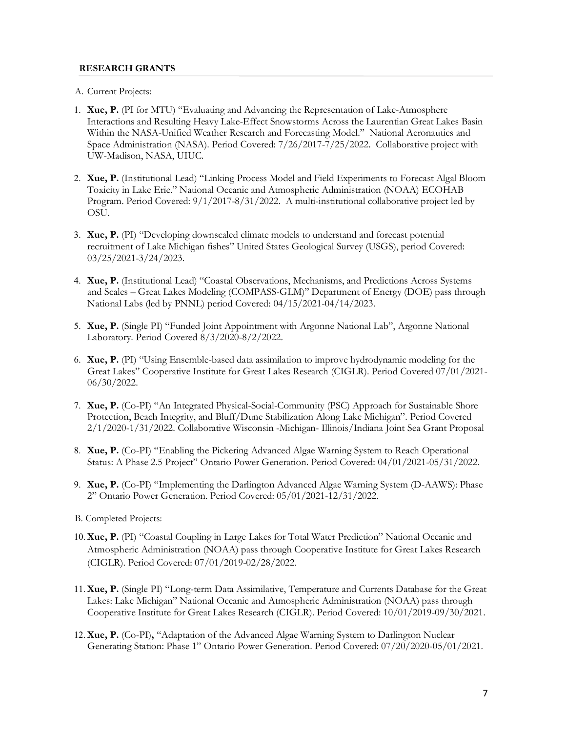## RESEARCH GRANTS

A. Current Projects:

1. **Xue, P.** (PI for MTU) "Evaluating and Advancing the Representation of Lake-Atmosphere Interactions and Resulting Heavy Lake-Effect Snowstorms Across the Laurentian Great Lakes Basin Within the NASA-Unified Weather Research and Forecasting Model." National Aeronautics and Space Administration (NASA). Period Covered: 7/26/2017-7/25/2022. Collaborative project with UW-Madison, NASA, UIUC.

2. **Xue, P.** (Institutional Lead) "Linking Process Model and Field Experiments to Forecast Algal Bloom Toxicity in Lake Erie." National Oceanic and Atmospheric Administration (NOAA) ECOHAB Program. Period Covered: 9/1/2017-8/31/2022. A multi-institutional collaborative project led by OSU.

3. **Xue, P.** (PI) "Developing downscaled climate models to understand and forecast potential recruitment of Lake Michigan fishes" United States Geological Survey (USGS), period Covered: 03/25/2021-3/24/2023.

4. **Xue, P.** (Institutional Lead) "Coastal Observations, Mechanisms, and Predictions Across Systems and Scales – Great Lakes Modeling (COMPASS-GLM)" Department of Energy (DOE) pass through National Labs (led by PNNL) period Covered: 04/15/2021-04/14/2023.

5. **Xue, P.** (Single PI) "Funded Joint Appointment with Argonne National Lab", Argonne National Laboratory. Period Covered 8/3/2020-8/2/2022.

6. **Xue, P.** (PI) "Using Ensemble-based data assimilation to improve hydrodynamic modeling for the Great Lakes" Cooperative Institute for Great Lakes Research (CIGLR). Period Covered 07/01/2021-06/30/2022.

7. **Xue, P.** (Co-PI) "An Integrated Physical-Social-Community (PSC) Approach for Sustainable Shore Protection, Beach Integrity, and Bluff/Dune Stabilization Along Lake Michigan". Period Covered 2/1/2020-1/31/2022. Collaborative Wisconsin -Michigan- Illinois/Indiana Joint Sea Grant Proposal

8. **Xue, P.** (Co-PI) "Enabling the Pickering Advanced Algae Warning System to Reach Operational Status: A Phase 2.5 Project" Ontario Power Generation. Period Covered: 04/01/2021-05/31/2022.

9. **Xue, P.** (Co-PI) "Implementing the Darlington Advanced Algae Warning System (D-AAWS): Phase 2" Ontario Power Generation. Period Covered: 05/01/2021-12/31/2022.

B. Completed Projects:

10. **Xue, P.** (PI) "Coastal Coupling in Large Lakes for Total Water Prediction" National Oceanic and Atmospheric Administration (NOAA) pass through Cooperative Institute for Great Lakes Research (CIGLR). Period Covered: 07/01/2019-02/28/2022.

11. **Xue, P.** (Single PI) "Long-term Data Assimilative, Temperature and Currents Database for the Great Lakes: Lake Michigan" National Oceanic and Atmospheric Administration (NOAA) pass through Cooperative Institute for Great Lakes Research (CIGLR). Period Covered: 10/01/2019-09/30/2021.

12. **Xue, P.** (Co-PI)**,** "Adaptation of the Advanced Algae Warning System to Darlington Nuclear Generating Station: Phase 1" Ontario Power Generation. Period Covered: 07/20/2020-05/01/2021.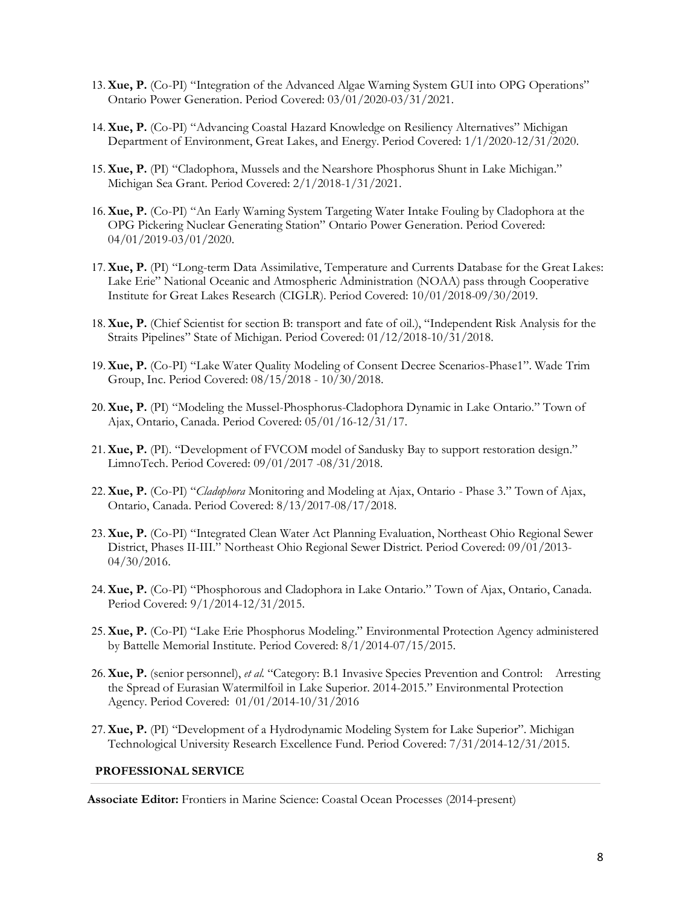13. **Xue, P.** (Co-PI) "Integration of the Advanced Algae Warning System GUI into OPG Operations" Ontario Power Generation. Period Covered: 03/01/2020-03/31/2021.

14. **Xue, P.** (Co-PI) "Advancing Coastal Hazard Knowledge on Resiliency Alternatives" Michigan Department of Environment, Great Lakes, and Energy. Period Covered: 1/1/2020-12/31/2020.

15. **Xue, P.** (PI) "Cladophora, Mussels and the Nearshore Phosphorus Shunt in Lake Michigan." Michigan Sea Grant. Period Covered: 2/1/2018-1/31/2021.

16. **Xue, P.** (Co-PI) "An Early Warning System Targeting Water Intake Fouling by Cladophora at the OPG Pickering Nuclear Generating Station" Ontario Power Generation. Period Covered: 04/01/2019-03/01/2020.

17. **Xue, P.** (PI) "Long-term Data Assimilative, Temperature and Currents Database for the Great Lakes: Lake Erie" National Oceanic and Atmospheric Administration (NOAA) pass through Cooperative Institute for Great Lakes Research (CIGLR). Period Covered: 10/01/2018-09/30/2019.

18. **Xue, P.** (Chief Scientist for section B: transport and fate of oil.), "Independent Risk Analysis for the Straits Pipelines" State of Michigan. Period Covered: 01/12/2018-10/31/2018.

19. **Xue, P.** (Co-PI) "Lake Water Quality Modeling of Consent Decree Scenarios-Phase1". Wade Trim Group, Inc. Period Covered: 08/15/2018 - 10/30/2018.

20. **Xue, P.** (PI) "Modeling the Mussel-Phosphorus-Cladophora Dynamic in Lake Ontario." Town of Ajax, Ontario, Canada. Period Covered: 05/01/16-12/31/17.

21. **Xue, P.** (PI). "Development of FVCOM model of Sandusky Bay to support restoration design." LimnoTech. Period Covered: 09/01/2017 -08/31/2018.

22. **Xue, P.** (Co-PI) "*Cladophora* Monitoring and Modeling at Ajax, Ontario - Phase 3." Town of Ajax, Ontario, Canada. Period Covered: 8/13/2017-08/17/2018.

23. **Xue, P.** (Co-PI) "Integrated Clean Water Act Planning Evaluation, Northeast Ohio Regional Sewer District, Phases II-III." Northeast Ohio Regional Sewer District. Period Covered: 09/01/2013-04/30/2016.

24. **Xue, P.** (Co-PI) "Phosphorous and Cladophora in Lake Ontario." Town of Ajax, Ontario, Canada. Period Covered: 9/1/2014-12/31/2015.

25. **Xue, P.** (Co-PI) "Lake Erie Phosphorus Modeling." Environmental Protection Agency administered by Battelle Memorial Institute. Period Covered: 8/1/2014-07/15/2015.

26. **Xue, P.** (senior personnel), *et al.* "Category: B.1 Invasive Species Prevention and Control: Arresting the Spread of Eurasian Watermilfoil in Lake Superior. 2014-2015." Environmental Protection Agency. Period Covered: 01/01/2014-10/31/2016

27. **Xue, P.** (PI) "Development of a Hydrodynamic Modeling System for Lake Superior". Michigan Technological University Research Excellence Fund. Period Covered: 7/31/2014-12/31/2015.

## PROFESSIONAL SERVICE

**Associate Editor:** Frontiers in Marine Science: Coastal Ocean Processes (2014-present)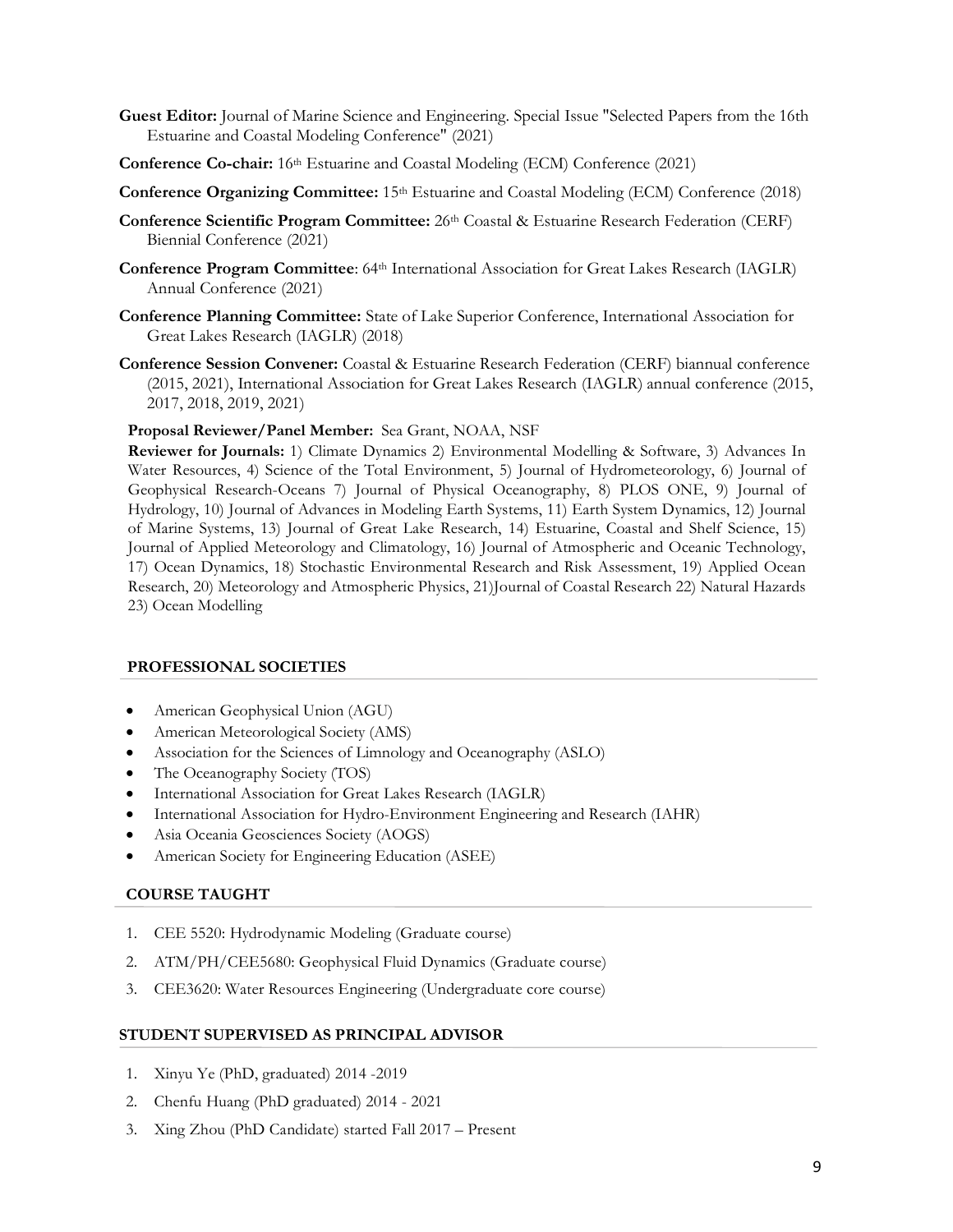**Guest Editor:** Journal of Marine Science and Engineering. Special Issue "Selected Papers from the 16th Estuarine and Coastal Modeling Conference" (2021)

**Conference Co-chair:** 16th Estuarine and Coastal Modeling (ECM) Conference (2021)

**Conference Organizing Committee:** 15th Estuarine and Coastal Modeling (ECM) Conference (2018)

**Conference Scientific Program Committee:** 26th Coastal & Estuarine Research Federation (CERF) Biennial Conference (2021)

**Conference Program Committee**: 64th International Association for Great Lakes Research (IAGLR) Annual Conference (2021)

**Conference Planning Committee:** State of Lake Superior Conference, International Association for Great Lakes Research (IAGLR) (2018)

**Conference Session Convener:** Coastal & Estuarine Research Federation (CERF) biannual conference (2015, 2021), International Association for Great Lakes Research (IAGLR) annual conference (2015, 2017, 2018, 2019, 2021)

**Proposal Reviewer/Panel Member:** Sea Grant, NOAA, NSF

**Reviewer for Journals:** 1) Climate Dynamics 2) Environmental Modelling & Software, 3) Advances In Water Resources, 4) Science of the Total Environment, 5) Journal of Hydrometeorology, 6) Journal of Geophysical Research-Oceans 7) Journal of Physical Oceanography, 8) PLOS ONE, 9) Journal of Hydrology, 10) Journal of Advances in Modeling Earth Systems, 11) Earth System Dynamics, 12) Journal of Marine Systems, 13) Journal of Great Lake Research, 14) Estuarine, Coastal and Shelf Science, 15) Journal of Applied Meteorology and Climatology, 16) Journal of Atmospheric and Oceanic Technology, 17) Ocean Dynamics, 18) Stochastic Environmental Research and Risk Assessment, 19) Applied Ocean Research, 20) Meteorology and Atmospheric Physics, 21)Journal of Coastal Research 22) Natural Hazards 23) Ocean Modelling

## PROFESSIONAL SOCIETIES

- American Geophysical Union (AGU)
- American Meteorological Society (AMS)
- Association for the Sciences of Limnology and Oceanography (ASLO)
- The Oceanography Society (TOS)
- International Association for Great Lakes Research (IAGLR)
- International Association for Hydro-Environment Engineering and Research (IAHR)
- Asia Oceania Geosciences Society (AOGS)
- American Society for Engineering Education (ASEE)

## COURSE TAUGHT

1. CEE 5520: Hydrodynamic Modeling (Graduate course)
2. ATM/PH/CEE5680: Geophysical Fluid Dynamics (Graduate course)
3. CEE3620: Water Resources Engineering (Undergraduate core course)

## STUDENT SUPERVISED AS PRINCIPAL ADVISOR

1. Xinyu Ye (PhD, graduated) 2014 -2019
2. Chenfu Huang (PhD graduated) 2014 - 2021
3. Xing Zhou (PhD Candidate) started Fall 2017 – Present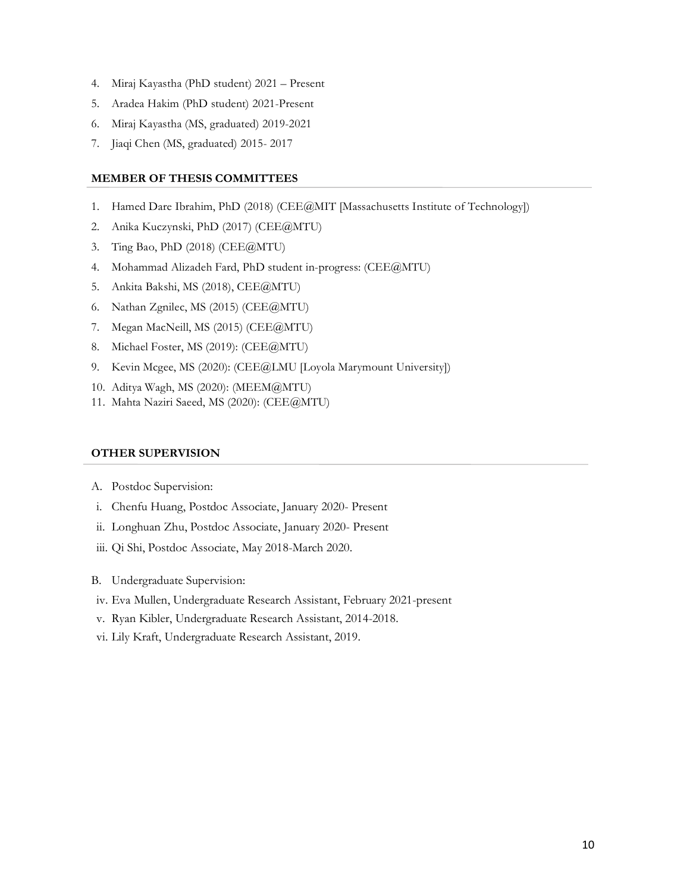4. Miraj Kayastha (PhD student) 2021 – Present
5. Aradea Hakim (PhD student) 2021-Present
6. Miraj Kayastha (MS, graduated) 2019-2021
7. Jiaqi Chen (MS, graduated) 2015- 2017

## MEMBER OF THESIS COMMITTEES

1. Hamed Dare Ibrahim, PhD (2018) (CEE@MIT [Massachusetts Institute of Technology])
2. Anika Kuczynski, PhD (2017) (CEE@MTU)
3. Ting Bao, PhD (2018) (CEE@MTU)
4. Mohammad Alizadeh Fard, PhD student in-progress: (CEE@MTU)
5. Ankita Bakshi, MS (2018), CEE@MTU)
6. Nathan Zgnilec, MS (2015) (CEE@MTU)
7. Megan MacNeill, MS (2015) (CEE@MTU)
8. Michael Foster, MS (2019): (CEE@MTU)
9. Kevin Mcgee, MS (2020): (CEE@LMU [Loyola Marymount University])
10. Aditya Wagh, MS (2020): (MEEM@MTU)
11. Mahta Naziri Saeed, MS (2020): (CEE@MTU)

## OTHER SUPERVISION

A. Postdoc Supervision:

i. Chenfu Huang, Postdoc Associate, January 2020- Present

ii. Longhuan Zhu, Postdoc Associate, January 2020- Present

iii. Qi Shi, Postdoc Associate, May 2018-March 2020.

B. Undergraduate Supervision:

iv. Eva Mullen, Undergraduate Research Assistant, February 2021-present

v. Ryan Kibler, Undergraduate Research Assistant, 2014-2018.

vi. Lily Kraft, Undergraduate Research Assistant, 2019.